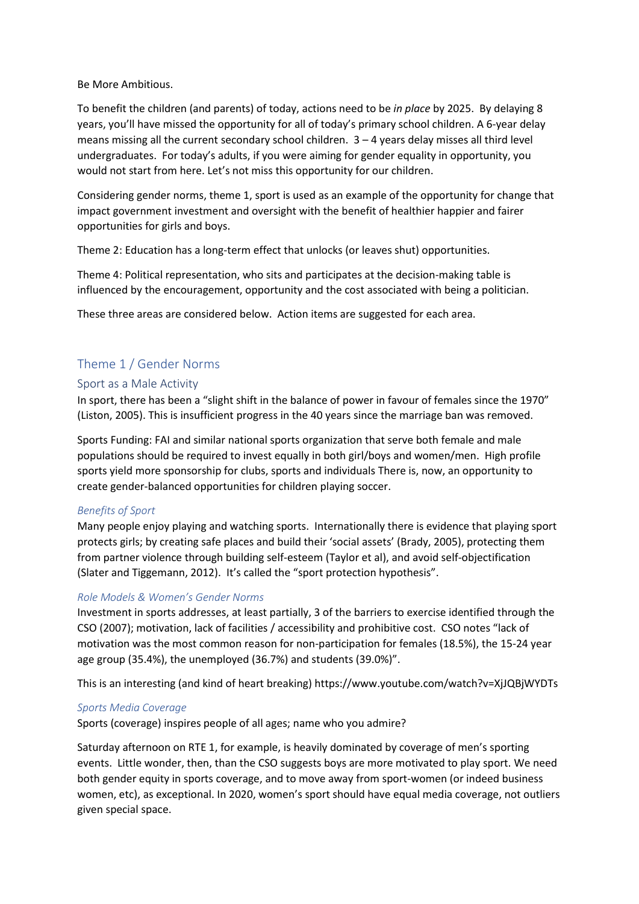Be More Ambitious.

To benefit the children (and parents) of today, actions need to be *in place* by 2025. By delaying 8 years, you'll have missed the opportunity for all of today's primary school children. A 6-year delay means missing all the current secondary school children. 3 – 4 years delay misses all third level undergraduates. For today's adults, if you were aiming for gender equality in opportunity, you would not start from here. Let's not miss this opportunity for our children.

Considering gender norms, theme 1, sport is used as an example of the opportunity for change that impact government investment and oversight with the benefit of healthier happier and fairer opportunities for girls and boys.

Theme 2: Education has a long-term effect that unlocks (or leaves shut) opportunities.

Theme 4: Political representation, who sits and participates at the decision-making table is influenced by the encouragement, opportunity and the cost associated with being a politician.

These three areas are considered below. Action items are suggested for each area.

## Theme 1 / Gender Norms

### Sport as a Male Activity

In sport, there has been a "slight shift in the balance of power in favour of females since the 1970" (Liston, 2005). This is insufficient progress in the 40 years since the marriage ban was removed.

Sports Funding: FAI and similar national sports organization that serve both female and male populations should be required to invest equally in both girl/boys and women/men. High profile sports yield more sponsorship for clubs, sports and individuals There is, now, an opportunity to create gender-balanced opportunities for children playing soccer.

#### *Benefits of Sport*

Many people enjoy playing and watching sports. Internationally there is evidence that playing sport protects girls; by creating safe places and build their 'social assets' (Brady, 2005), protecting them from partner violence through building self-esteem (Taylor et al), and avoid self-objectification (Slater and Tiggemann, 2012). It's called the "sport protection hypothesis".

#### *Role Models & Women's Gender Norms*

Investment in sports addresses, at least partially, 3 of the barriers to exercise identified through the CSO (2007); motivation, lack of facilities / accessibility and prohibitive cost. CSO notes "lack of motivation was the most common reason for non-participation for females (18.5%), the 15-24 year age group (35.4%), the unemployed (36.7%) and students (39.0%)".

This is an interesting (and kind of heart breaking) https://www.youtube.com/watch?v=XjJQBjWYDTs

#### *Sports Media Coverage*

Sports (coverage) inspires people of all ages; name who you admire?

Saturday afternoon on RTE 1, for example, is heavily dominated by coverage of men's sporting events. Little wonder, then, than the CSO suggests boys are more motivated to play sport. We need both gender equity in sports coverage, and to move away from sport-women (or indeed business women, etc), as exceptional. In 2020, women's sport should have equal media coverage, not outliers given special space.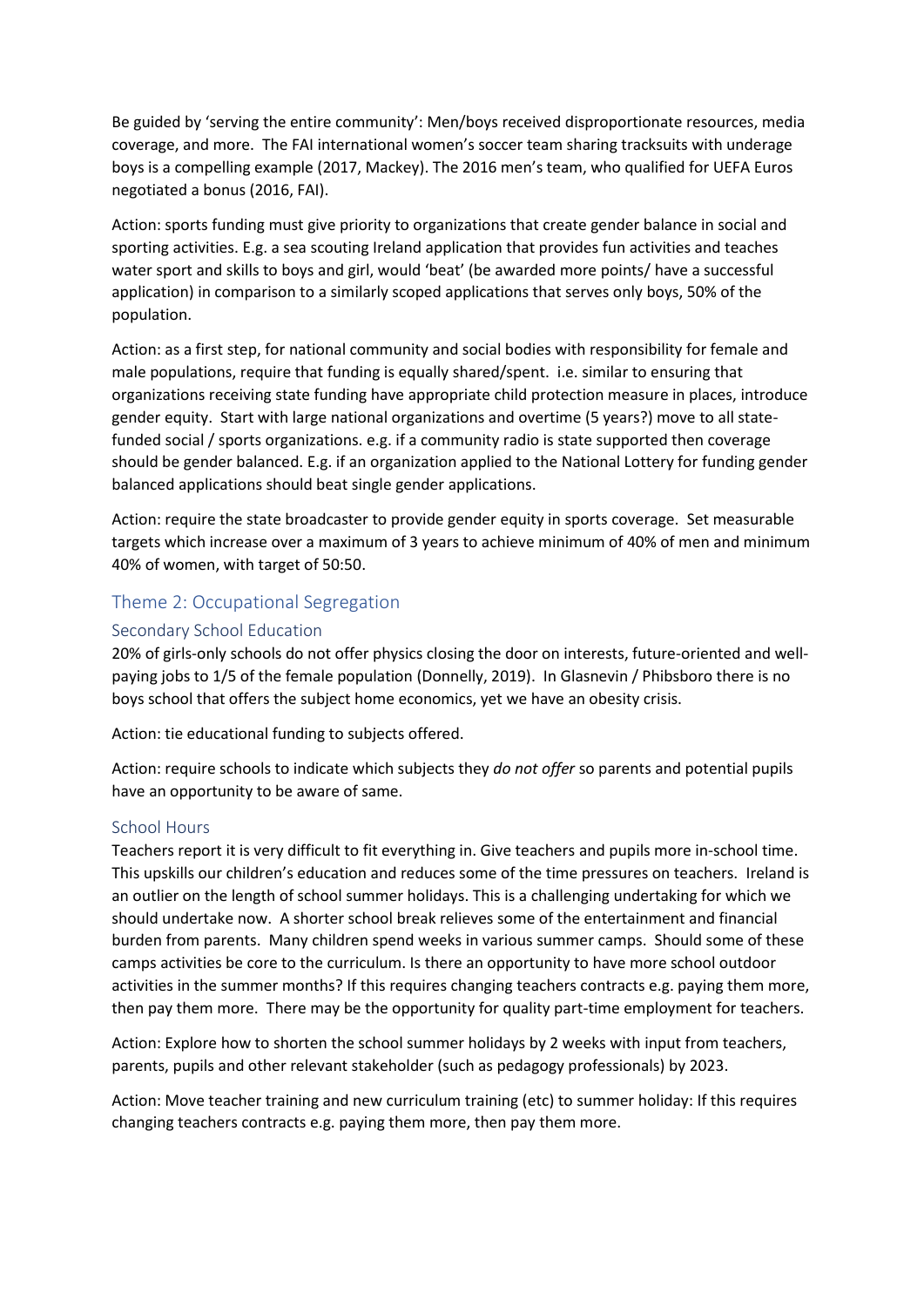Be guided by 'serving the entire community': Men/boys received disproportionate resources, media coverage, and more. The FAI international women's soccer team sharing tracksuits with underage boys is a compelling example (2017, Mackey). The 2016 men's team, who qualified for UEFA Euros negotiated a bonus (2016, FAI).

Action: sports funding must give priority to organizations that create gender balance in social and sporting activities. E.g. a sea scouting Ireland application that provides fun activities and teaches water sport and skills to boys and girl, would 'beat' (be awarded more points/ have a successful application) in comparison to a similarly scoped applications that serves only boys, 50% of the population.

Action: as a first step, for national community and social bodies with responsibility for female and male populations, require that funding is equally shared/spent. i.e. similar to ensuring that organizations receiving state funding have appropriate child protection measure in places, introduce gender equity. Start with large national organizations and overtime (5 years?) move to all state-funded social / sports organizations. e.g. if a community radio is state supported then coverage should be gender balanced. E.g. if an organization applied to the National Lottery for funding gender balanced applications should beat single gender applications.

Action: require the state broadcaster to provide gender equity in sports coverage. Set measurable targets which increase over a maximum of 3 years to achieve minimum of 40% of men and minimum 40% of women, with target of 50:50.

## Theme 2: Occupational Segregation

### Secondary School Education

20% of girls-only schools do not offer physics closing the door on interests, future-oriented and well-paying jobs to 1/5 of the female population (Donnelly, 2019). In Glasnevin / Phibsboro there is no boys school that offers the subject home economics, yet we have an obesity crisis.

Action: tie educational funding to subjects offered.

Action: require schools to indicate which subjects they *do not offer* so parents and potential pupils have an opportunity to be aware of same.

### School Hours

Teachers report it is very difficult to fit everything in. Give teachers and pupils more in-school time. This upskills our children's education and reduces some of the time pressures on teachers. Ireland is an outlier on the length of school summer holidays. This is a challenging undertaking for which we should undertake now. A shorter school break relieves some of the entertainment and financial burden from parents. Many children spend weeks in various summer camps. Should some of these camps activities be core to the curriculum. Is there an opportunity to have more school outdoor activities in the summer months? If this requires changing teachers contracts e.g. paying them more, then pay them more. There may be the opportunity for quality part-time employment for teachers.

Action: Explore how to shorten the school summer holidays by 2 weeks with input from teachers, parents, pupils and other relevant stakeholder (such as pedagogy professionals) by 2023.

Action: Move teacher training and new curriculum training (etc) to summer holiday: If this requires changing teachers contracts e.g. paying them more, then pay them more.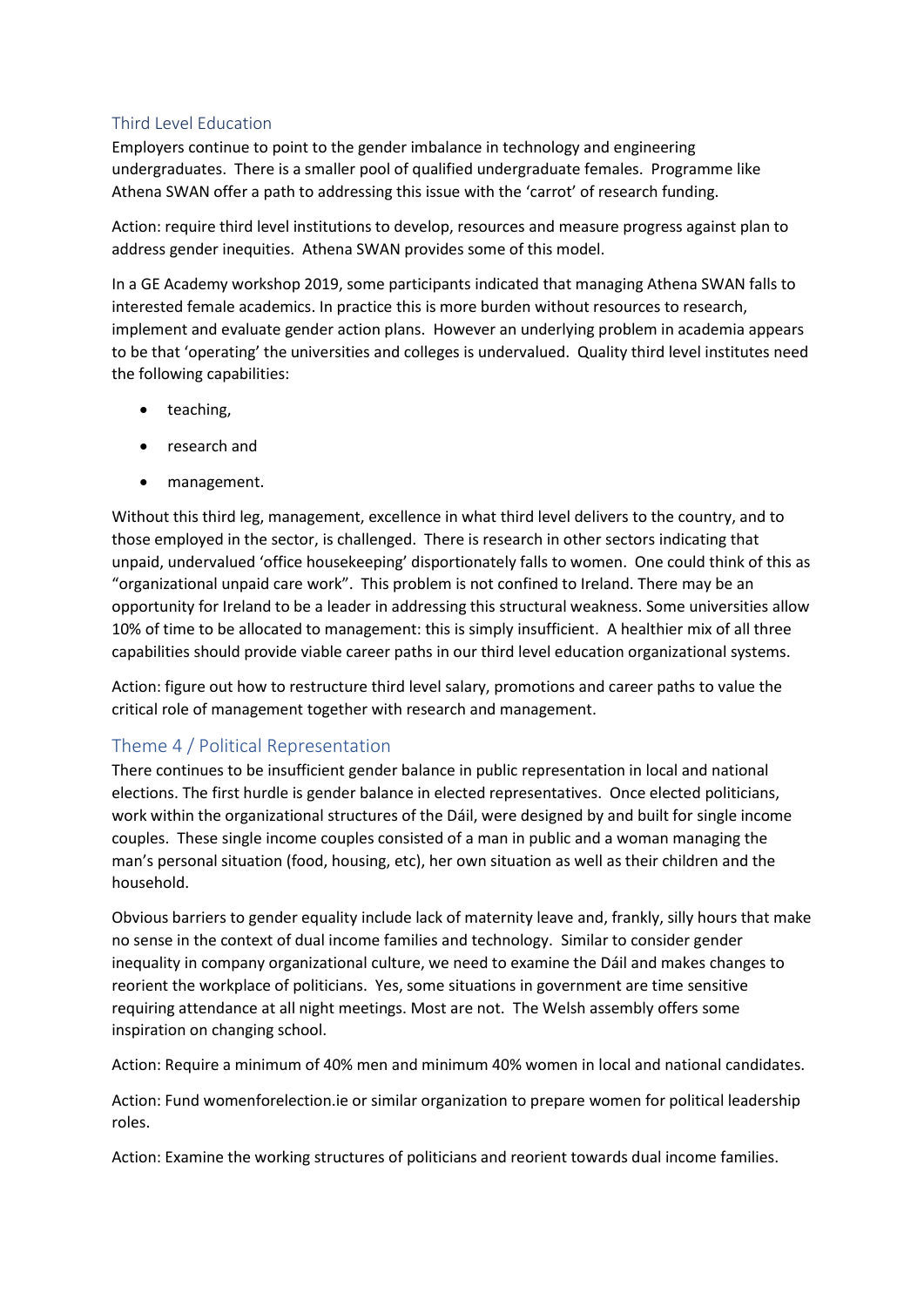## Third Level Education

Employers continue to point to the gender imbalance in technology and engineering undergraduates. There is a smaller pool of qualified undergraduate females. Programme like Athena SWAN offer a path to addressing this issue with the 'carrot' of research funding.

Action: require third level institutions to develop, resources and measure progress against plan to address gender inequities. Athena SWAN provides some of this model.

In a GE Academy workshop 2019, some participants indicated that managing Athena SWAN falls to interested female academics. In practice this is more burden without resources to research, implement and evaluate gender action plans. However an underlying problem in academia appears to be that 'operating' the universities and colleges is undervalued. Quality third level institutes need the following capabilities:

- teaching,
- research and
- management.

Without this third leg, management, excellence in what third level delivers to the country, and to those employed in the sector, is challenged. There is research in other sectors indicating that unpaid, undervalued 'office housekeeping' disportionately falls to women. One could think of this as "organizational unpaid care work". This problem is not confined to Ireland. There may be an opportunity for Ireland to be a leader in addressing this structural weakness. Some universities allow 10% of time to be allocated to management: this is simply insufficient. A healthier mix of all three capabilities should provide viable career paths in our third level education organizational systems.

Action: figure out how to restructure third level salary, promotions and career paths to value the critical role of management together with research and management.

## Theme 4 / Political Representation

There continues to be insufficient gender balance in public representation in local and national elections. The first hurdle is gender balance in elected representatives. Once elected politicians, work within the organizational structures of the Dáil, were designed by and built for single income couples. These single income couples consisted of a man in public and a woman managing the man's personal situation (food, housing, etc), her own situation as well as their children and the household.

Obvious barriers to gender equality include lack of maternity leave and, frankly, silly hours that make no sense in the context of dual income families and technology. Similar to consider gender inequality in company organizational culture, we need to examine the Dáil and makes changes to reorient the workplace of politicians. Yes, some situations in government are time sensitive requiring attendance at all night meetings. Most are not. The Welsh assembly offers some inspiration on changing school.

Action: Require a minimum of 40% men and minimum 40% women in local and national candidates.

Action: Fund womenforelection.ie or similar organization to prepare women for political leadership roles.

Action: Examine the working structures of politicians and reorient towards dual income families.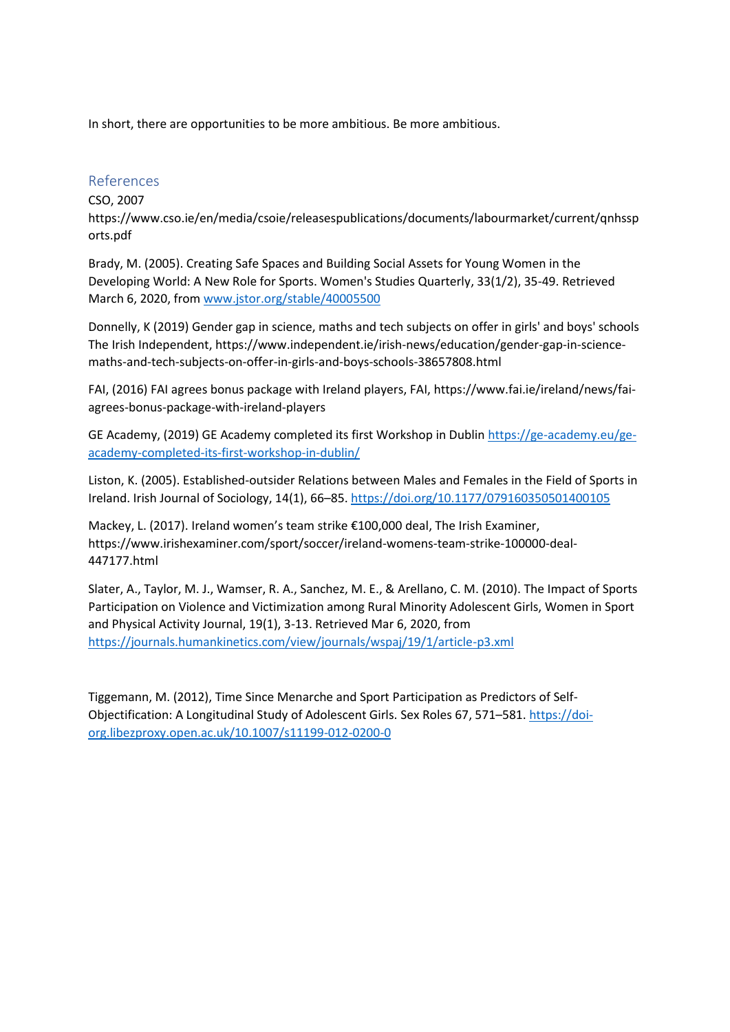In short, there are opportunities to be more ambitious. Be more ambitious.

## References

CSO, 2007 https://www.cso.ie/en/media/csoie/releasespublications/documents/labourmarket/current/qnhssports.pdf

Brady, M. (2005). Creating Safe Spaces and Building Social Assets for Young Women in the Developing World: A New Role for Sports. Women's Studies Quarterly, 33(1/2), 35-49. Retrieved March 6, 2020, from www.jstor.org/stable/40005500

Donnelly, K (2019) Gender gap in science, maths and tech subjects on offer in girls' and boys' schools The Irish Independent, https://www.independent.ie/irish-news/education/gender-gap-in-science-maths-and-tech-subjects-on-offer-in-girls-and-boys-schools-38657808.html

FAI, (2016) FAI agrees bonus package with Ireland players, FAI, https://www.fai.ie/ireland/news/fai-agrees-bonus-package-with-ireland-players

GE Academy, (2019) GE Academy completed its first Workshop in Dublin https://ge-academy.eu/ge-academy-completed-its-first-workshop-in-dublin/

Liston, K. (2005). Established-outsider Relations between Males and Females in the Field of Sports in Ireland. Irish Journal of Sociology, 14(1), 66–85. https://doi.org/10.1177/079160350501400105

Mackey, L. (2017). Ireland women's team strike €100,000 deal, The Irish Examiner, https://www.irishexaminer.com/sport/soccer/ireland-womens-team-strike-100000-deal-447177.html

Slater, A., Taylor, M. J., Wamser, R. A., Sanchez, M. E., & Arellano, C. M. (2010). The Impact of Sports Participation on Violence and Victimization among Rural Minority Adolescent Girls, Women in Sport and Physical Activity Journal, 19(1), 3-13. Retrieved Mar 6, 2020, from https://journals.humankinetics.com/view/journals/wspaj/19/1/article-p3.xml

Tiggemann, M. (2012), Time Since Menarche and Sport Participation as Predictors of Self-Objectification: A Longitudinal Study of Adolescent Girls. Sex Roles 67, 571–581. https://doi-org.libezproxy.open.ac.uk/10.1007/s11199-012-0200-0